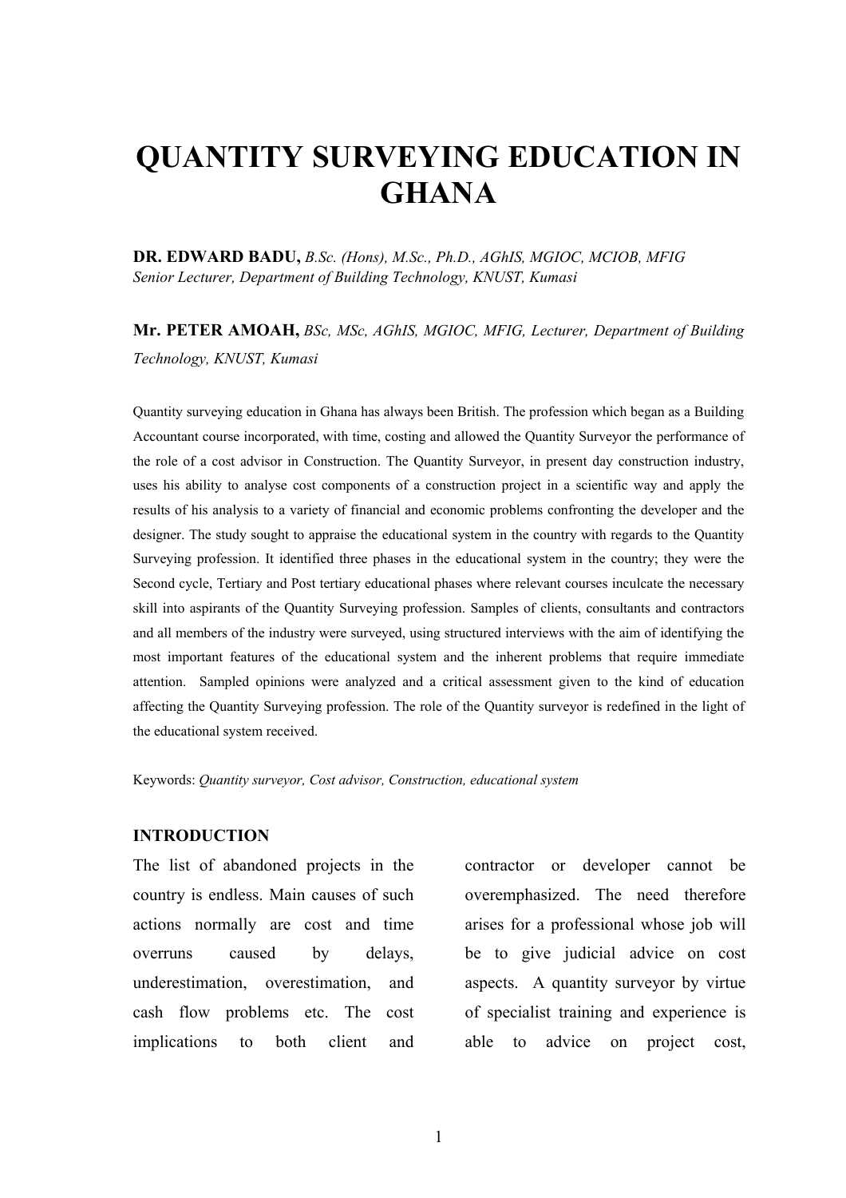# QUANTITY SURVEYING EDUCATION IN GHANA

**DR. EDWARD BADU,** *B.Sc. (Hons), M.Sc., Ph.D., AGhIS, MGIOC, MCIOB, MFIG*
*Senior Lecturer, Department of Building Technology, KNUST, Kumasi*

**Mr. PETER AMOAH,** *BSc, MSc, AGhIS, MGIOC, MFIG, Lecturer, Department of Building Technology, KNUST, Kumasi*

Quantity surveying education in Ghana has always been British. The profession which began as a Building Accountant course incorporated, with time, costing and allowed the Quantity Surveyor the performance of the role of a cost advisor in Construction. The Quantity Surveyor, in present day construction industry, uses his ability to analyse cost components of a construction project in a scientific way and apply the results of his analysis to a variety of financial and economic problems confronting the developer and the designer. The study sought to appraise the educational system in the country with regards to the Quantity Surveying profession. It identified three phases in the educational system in the country; they were the Second cycle, Tertiary and Post tertiary educational phases where relevant courses inculcate the necessary skill into aspirants of the Quantity Surveying profession. Samples of clients, consultants and contractors and all members of the industry were surveyed, using structured interviews with the aim of identifying the most important features of the educational system and the inherent problems that require immediate attention. Sampled opinions were analyzed and a critical assessment given to the kind of education affecting the Quantity Surveying profession. The role of the Quantity surveyor is redefined in the light of the educational system received.

Keywords: *Quantity surveyor, Cost advisor, Construction, educational system*

## INTRODUCTION

The list of abandoned projects in the country is endless. Main causes of such actions normally are cost and time overruns caused by delays, underestimation, overestimation, and cash flow problems etc. The cost implications to both client and contractor or developer cannot be overemphasized. The need therefore arises for a professional whose job will be to give judicial advice on cost aspects. A quantity surveyor by virtue of specialist training and experience is able to advice on project cost,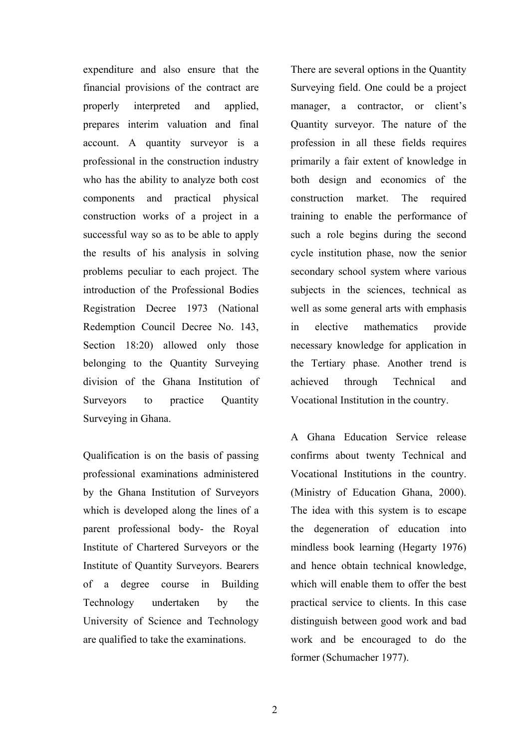expenditure and also ensure that the financial provisions of the contract are properly interpreted and applied, prepares interim valuation and final account. A quantity surveyor is a professional in the construction industry who has the ability to analyze both cost components and practical physical construction works of a project in a successful way so as to be able to apply the results of his analysis in solving problems peculiar to each project. The introduction of the Professional Bodies Registration Decree 1973 (National Redemption Council Decree No. 143, Section 18:20) allowed only those belonging to the Quantity Surveying division of the Ghana Institution of Surveyors to practice Quantity Surveying in Ghana.

Qualification is on the basis of passing professional examinations administered by the Ghana Institution of Surveyors which is developed along the lines of a parent professional body- the Royal Institute of Chartered Surveyors or the Institute of Quantity Surveyors. Bearers of a degree course in Building Technology undertaken by the University of Science and Technology are qualified to take the examinations.

There are several options in the Quantity Surveying field. One could be a project manager, a contractor, or client's Quantity surveyor. The nature of the profession in all these fields requires primarily a fair extent of knowledge in both design and economics of the construction market. The required training to enable the performance of such a role begins during the second cycle institution phase, now the senior secondary school system where various subjects in the sciences, technical as well as some general arts with emphasis in elective mathematics provide necessary knowledge for application in the Tertiary phase. Another trend is achieved through Technical and Vocational Institution in the country.

A Ghana Education Service release confirms about twenty Technical and Vocational Institutions in the country. (Ministry of Education Ghana, 2000). The idea with this system is to escape the degeneration of education into mindless book learning (Hegarty 1976) and hence obtain technical knowledge, which will enable them to offer the best practical service to clients. In this case distinguish between good work and bad work and be encouraged to do the former (Schumacher 1977).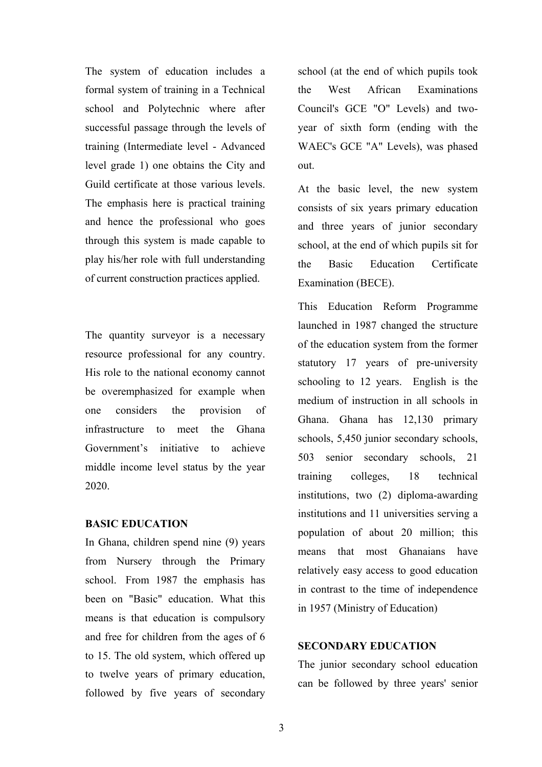The system of education includes a formal system of training in a Technical school and Polytechnic where after successful passage through the levels of training (Intermediate level - Advanced level grade 1) one obtains the City and Guild certificate at those various levels. The emphasis here is practical training and hence the professional who goes through this system is made capable to play his/her role with full understanding of current construction practices applied.

The quantity surveyor is a necessary resource professional for any country. His role to the national economy cannot be overemphasized for example when one considers the provision of infrastructure to meet the Ghana Government's initiative to achieve middle income level status by the year 2020.

**BASIC EDUCATION**

In Ghana, children spend nine (9) years from Nursery through the Primary school. From 1987 the emphasis has been on "Basic" education. What this means is that education is compulsory and free for children from the ages of 6 to 15. The old system, which offered up to twelve years of primary education, followed by five years of secondary school (at the end of which pupils took the West African Examinations Council's GCE "O" Levels) and two-year of sixth form (ending with the WAEC's GCE "A" Levels), was phased out.

At the basic level, the new system consists of six years primary education and three years of junior secondary school, at the end of which pupils sit for the Basic Education Certificate Examination (BECE).

This Education Reform Programme launched in 1987 changed the structure of the education system from the former statutory 17 years of pre-university schooling to 12 years. English is the medium of instruction in all schools in Ghana. Ghana has 12,130 primary schools, 5,450 junior secondary schools, 503 senior secondary schools, 21 training colleges, 18 technical institutions, two (2) diploma-awarding institutions and 11 universities serving a population of about 20 million; this means that most Ghanaians have relatively easy access to good education in contrast to the time of independence in 1957 (Ministry of Education)

**SECONDARY EDUCATION**

The junior secondary school education can be followed by three years' senior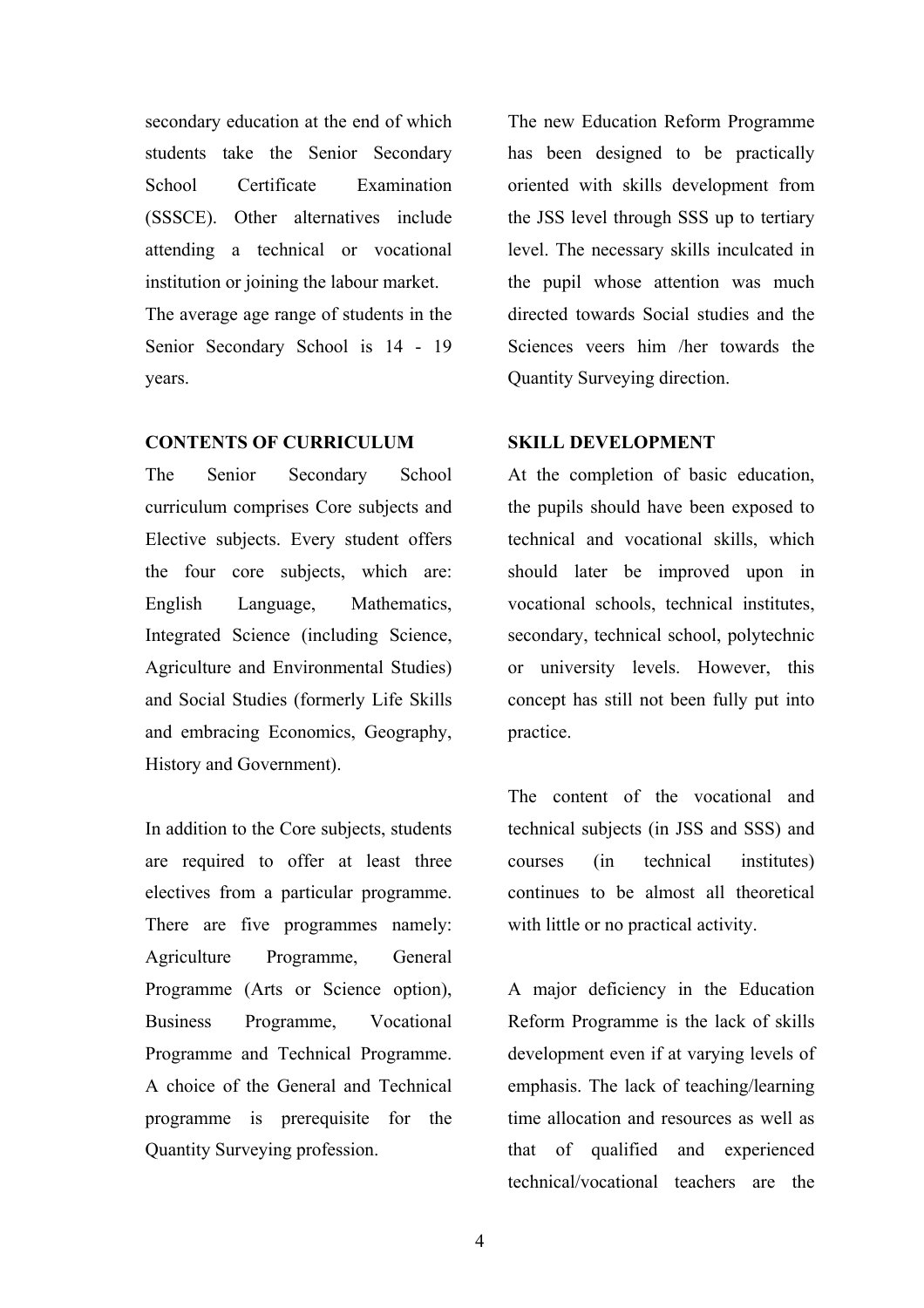secondary education at the end of which students take the Senior Secondary School Certificate Examination (SSSCE). Other alternatives include attending a technical or vocational institution or joining the labour market.
The average age range of students in the Senior Secondary School is 14 - 19 years.

**CONTENTS OF CURRICULUM**

The Senior Secondary School curriculum comprises Core subjects and Elective subjects. Every student offers the four core subjects, which are: English Language, Mathematics, Integrated Science (including Science, Agriculture and Environmental Studies) and Social Studies (formerly Life Skills and embracing Economics, Geography, History and Government).

In addition to the Core subjects, students are required to offer at least three electives from a particular programme. There are five programmes namely: Agriculture Programme, General Programme (Arts or Science option), Business Programme, Vocational Programme and Technical Programme. A choice of the General and Technical programme is prerequisite for the Quantity Surveying profession.

The new Education Reform Programme has been designed to be practically oriented with skills development from the JSS level through SSS up to tertiary level. The necessary skills inculcated in the pupil whose attention was much directed towards Social studies and the Sciences veers him /her towards the Quantity Surveying direction.

**SKILL DEVELOPMENT**

At the completion of basic education, the pupils should have been exposed to technical and vocational skills, which should later be improved upon in vocational schools, technical institutes, secondary, technical school, polytechnic or university levels. However, this concept has still not been fully put into practice.

The content of the vocational and technical subjects (in JSS and SSS) and courses (in technical institutes) continues to be almost all theoretical with little or no practical activity.

A major deficiency in the Education Reform Programme is the lack of skills development even if at varying levels of emphasis. The lack of teaching/learning time allocation and resources as well as that of qualified and experienced technical/vocational teachers are the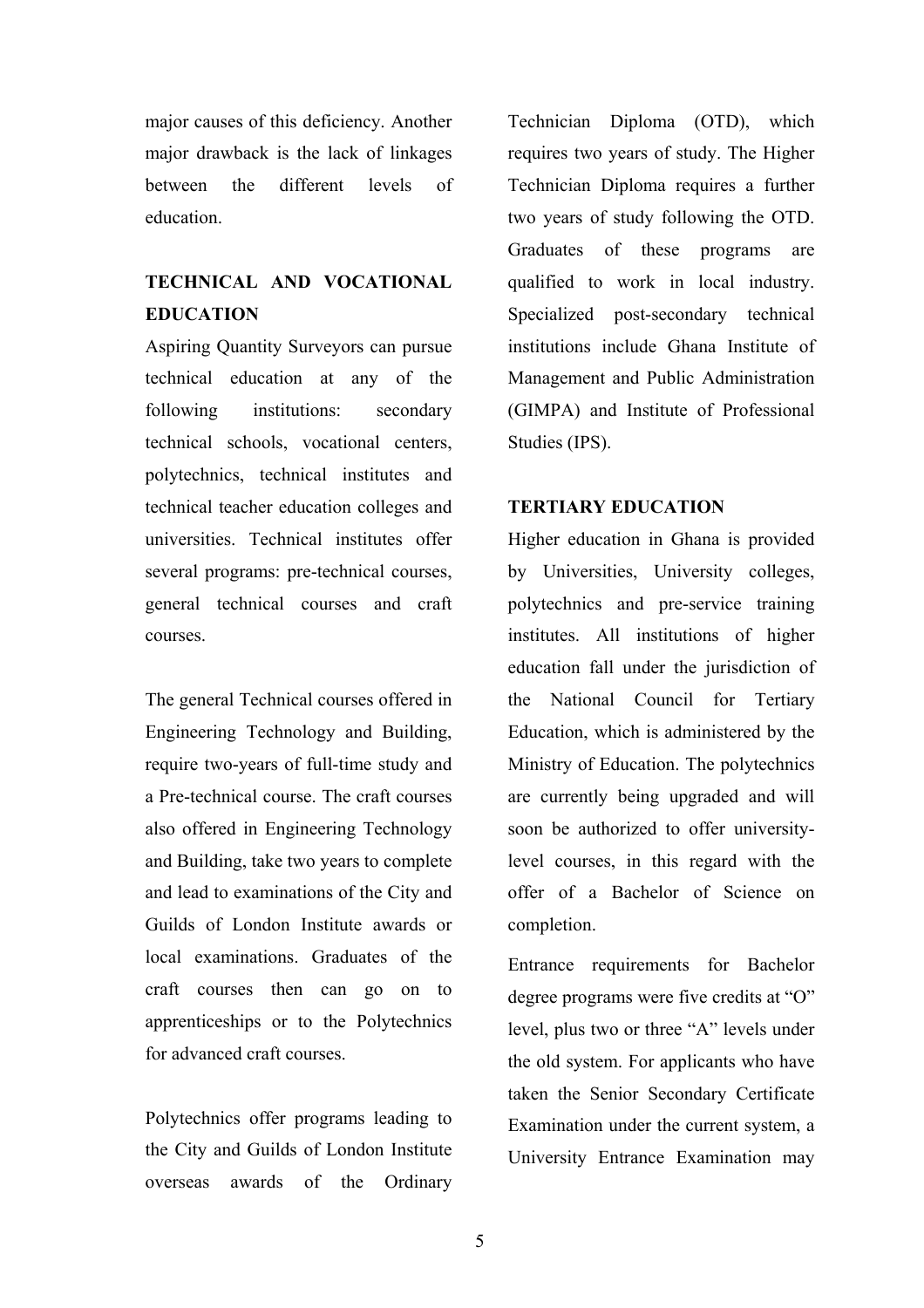major causes of this deficiency. Another major drawback is the lack of linkages between the different levels of education.

## TECHNICAL AND VOCATIONAL EDUCATION

Aspiring Quantity Surveyors can pursue technical education at any of the following institutions: secondary technical schools, vocational centers, polytechnics, technical institutes and technical teacher education colleges and universities. Technical institutes offer several programs: pre-technical courses, general technical courses and craft courses.

The general Technical courses offered in Engineering Technology and Building, require two-years of full-time study and a Pre-technical course. The craft courses also offered in Engineering Technology and Building, take two years to complete and lead to examinations of the City and Guilds of London Institute awards or local examinations. Graduates of the craft courses then can go on to apprenticeships or to the Polytechnics for advanced craft courses.

Polytechnics offer programs leading to the City and Guilds of London Institute overseas awards of the Ordinary Technician Diploma (OTD), which requires two years of study. The Higher Technician Diploma requires a further two years of study following the OTD. Graduates of these programs are qualified to work in local industry. Specialized post-secondary technical institutions include Ghana Institute of Management and Public Administration (GIMPA) and Institute of Professional Studies (IPS).

## TERTIARY EDUCATION

Higher education in Ghana is provided by Universities, University colleges, polytechnics and pre-service training institutes. All institutions of higher education fall under the jurisdiction of the National Council for Tertiary Education, which is administered by the Ministry of Education. The polytechnics are currently being upgraded and will soon be authorized to offer university-level courses, in this regard with the offer of a Bachelor of Science on completion.

Entrance requirements for Bachelor degree programs were five credits at "O" level, plus two or three "A" levels under the old system. For applicants who have taken the Senior Secondary Certificate Examination under the current system, a University Entrance Examination may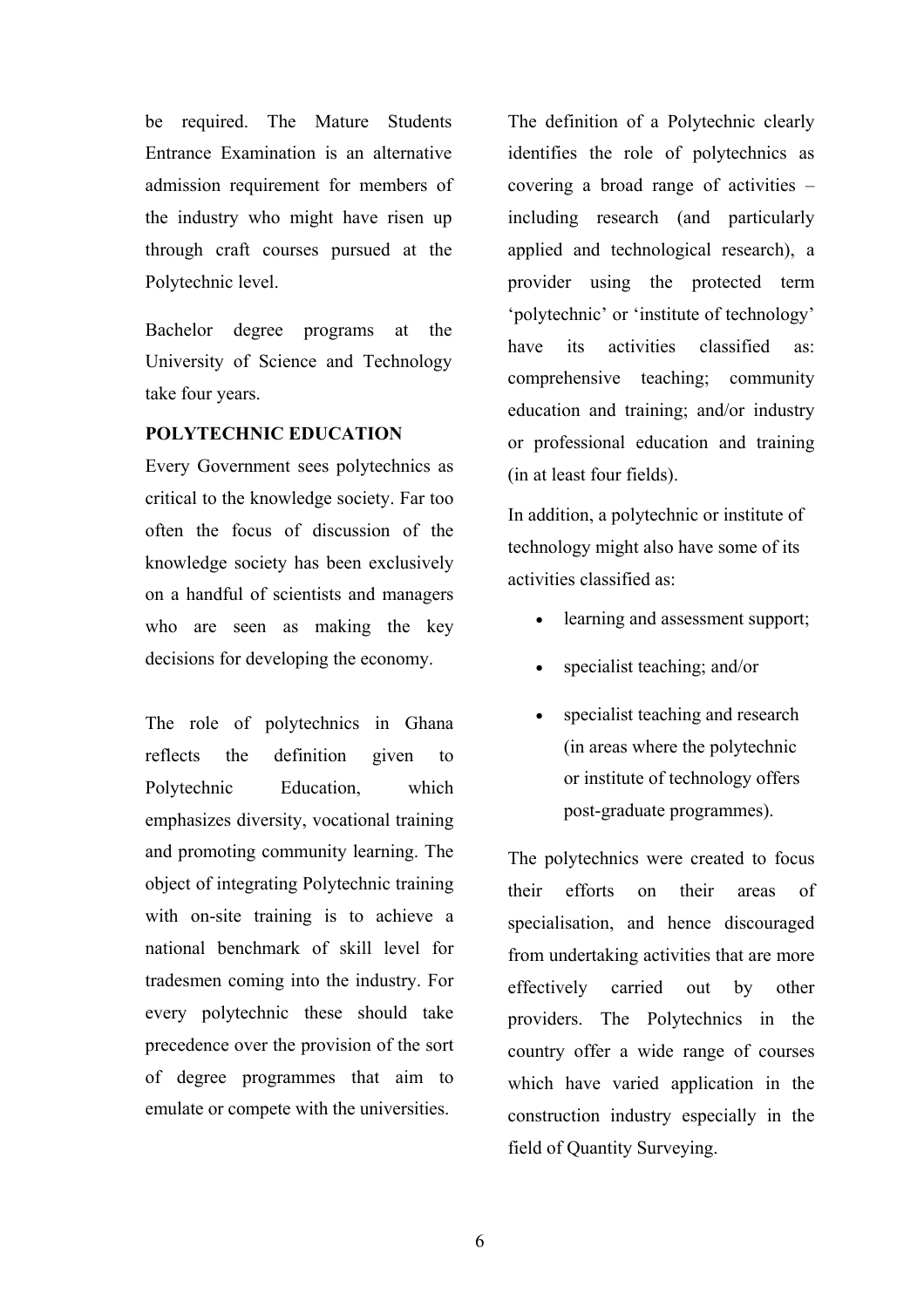be required. The Mature Students Entrance Examination is an alternative admission requirement for members of the industry who might have risen up through craft courses pursued at the Polytechnic level.

Bachelor degree programs at the University of Science and Technology take four years.

**POLYTECHNIC EDUCATION**

Every Government sees polytechnics as critical to the knowledge society. Far too often the focus of discussion of the knowledge society has been exclusively on a handful of scientists and managers who are seen as making the key decisions for developing the economy.

The role of polytechnics in Ghana reflects the definition given to Polytechnic Education, which emphasizes diversity, vocational training and promoting community learning. The object of integrating Polytechnic training with on-site training is to achieve a national benchmark of skill level for tradesmen coming into the industry. For every polytechnic these should take precedence over the provision of the sort of degree programmes that aim to emulate or compete with the universities.

The definition of a Polytechnic clearly identifies the role of polytechnics as covering a broad range of activities – including research (and particularly applied and technological research), a provider using the protected term 'polytechnic' or 'institute of technology' have its activities classified as: comprehensive teaching; community education and training; and/or industry or professional education and training (in at least four fields).

In addition, a polytechnic or institute of technology might also have some of its activities classified as:

- learning and assessment support;
- specialist teaching; and/or
- specialist teaching and research (in areas where the polytechnic or institute of technology offers post-graduate programmes).

The polytechnics were created to focus their efforts on their areas of specialisation, and hence discouraged from undertaking activities that are more effectively carried out by other providers. The Polytechnics in the country offer a wide range of courses which have varied application in the construction industry especially in the field of Quantity Surveying.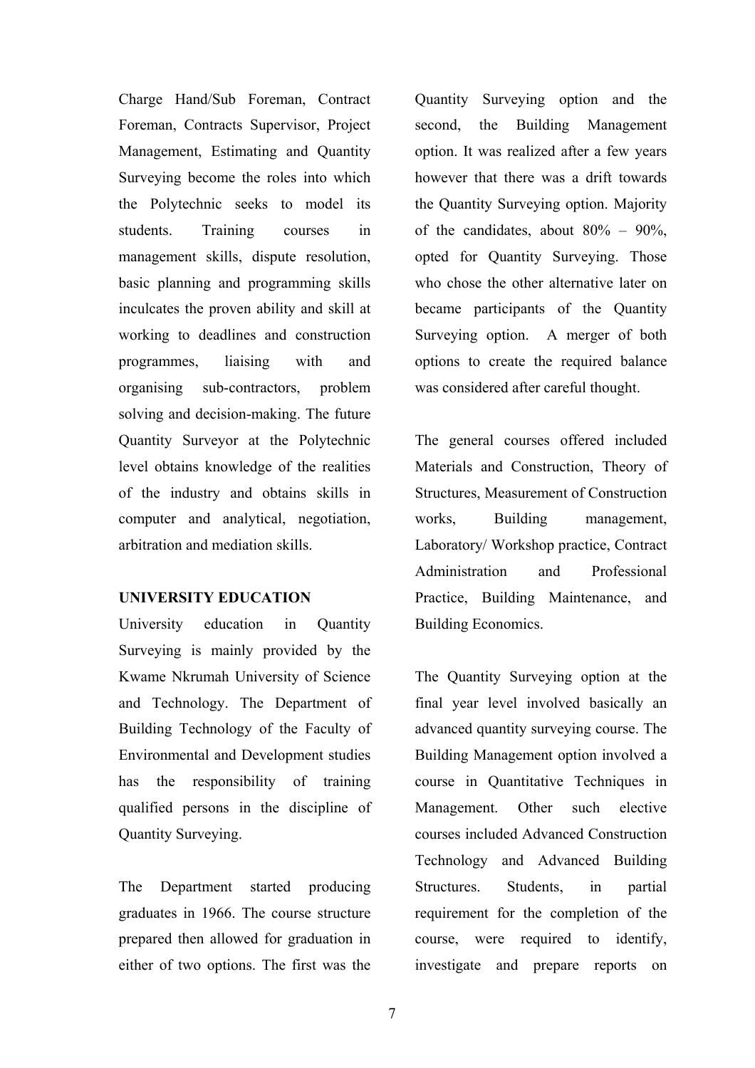Charge Hand/Sub Foreman, Contract Foreman, Contracts Supervisor, Project Management, Estimating and Quantity Surveying become the roles into which the Polytechnic seeks to model its students. Training courses in management skills, dispute resolution, basic planning and programming skills inculcates the proven ability and skill at working to deadlines and construction programmes, liaising with and organising sub-contractors, problem solving and decision-making. The future Quantity Surveyor at the Polytechnic level obtains knowledge of the realities of the industry and obtains skills in computer and analytical, negotiation, arbitration and mediation skills.

**UNIVERSITY EDUCATION**

University education in Quantity Surveying is mainly provided by the Kwame Nkrumah University of Science and Technology. The Department of Building Technology of the Faculty of Environmental and Development studies has the responsibility of training qualified persons in the discipline of Quantity Surveying.

The Department started producing graduates in 1966. The course structure prepared then allowed for graduation in either of two options. The first was the Quantity Surveying option and the second, the Building Management option. It was realized after a few years however that there was a drift towards the Quantity Surveying option. Majority of the candidates, about 80% – 90%, opted for Quantity Surveying. Those who chose the other alternative later on became participants of the Quantity Surveying option. A merger of both options to create the required balance was considered after careful thought.

The general courses offered included Materials and Construction, Theory of Structures, Measurement of Construction works, Building management, Laboratory/ Workshop practice, Contract Administration and Professional Practice, Building Maintenance, and Building Economics.

The Quantity Surveying option at the final year level involved basically an advanced quantity surveying course. The Building Management option involved a course in Quantitative Techniques in Management. Other such elective courses included Advanced Construction Technology and Advanced Building Structures. Students, in partial requirement for the completion of the course, were required to identify, investigate and prepare reports on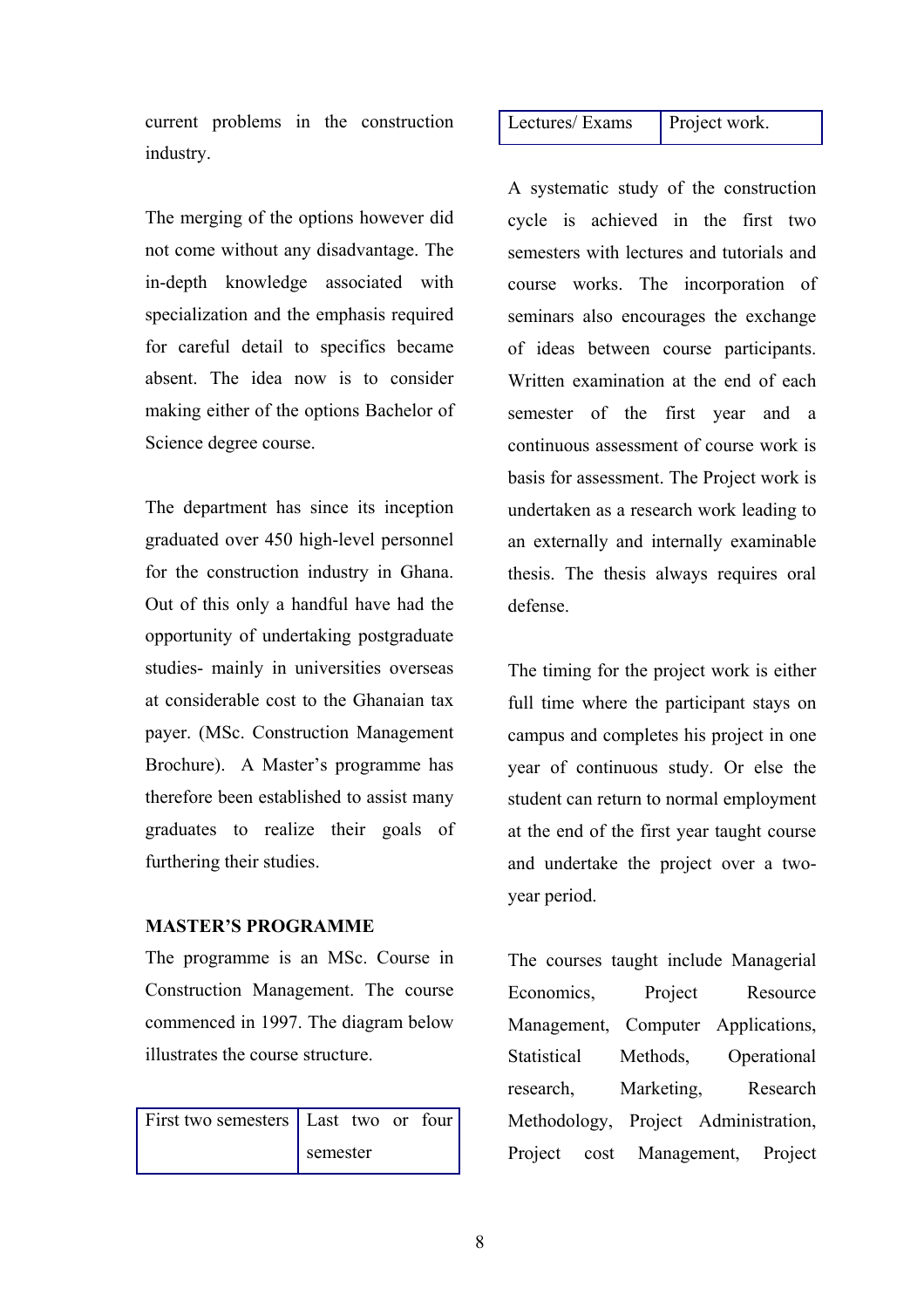current problems in the construction industry.

The merging of the options however did not come without any disadvantage. The in-depth knowledge associated with specialization and the emphasis required for careful detail to specifics became absent. The idea now is to consider making either of the options Bachelor of Science degree course.

The department has since its inception graduated over 450 high-level personnel for the construction industry in Ghana. Out of this only a handful have had the opportunity of undertaking postgraduate studies- mainly in universities overseas at considerable cost to the Ghanaian tax payer. (MSc. Construction Management Brochure). A Master's programme has therefore been established to assist many graduates to realize their goals of furthering their studies.

**MASTER'S PROGRAMME**

The programme is an MSc. Course in Construction Management. The course commenced in 1997. The diagram below illustrates the course structure.

| First two semesters | Last two or four semester |
|---|---|
| Lectures/ Exams | Project work. |

A systematic study of the construction cycle is achieved in the first two semesters with lectures and tutorials and course works. The incorporation of seminars also encourages the exchange of ideas between course participants. Written examination at the end of each semester of the first year and a continuous assessment of course work is basis for assessment. The Project work is undertaken as a research work leading to an externally and internally examinable thesis. The thesis always requires oral defense.

The timing for the project work is either full time where the participant stays on campus and completes his project in one year of continuous study. Or else the student can return to normal employment at the end of the first year taught course and undertake the project over a two-year period.

The courses taught include Managerial Economics, Project Resource Management, Computer Applications, Statistical Methods, Operational research, Marketing, Research Methodology, Project Administration, Project cost Management, Project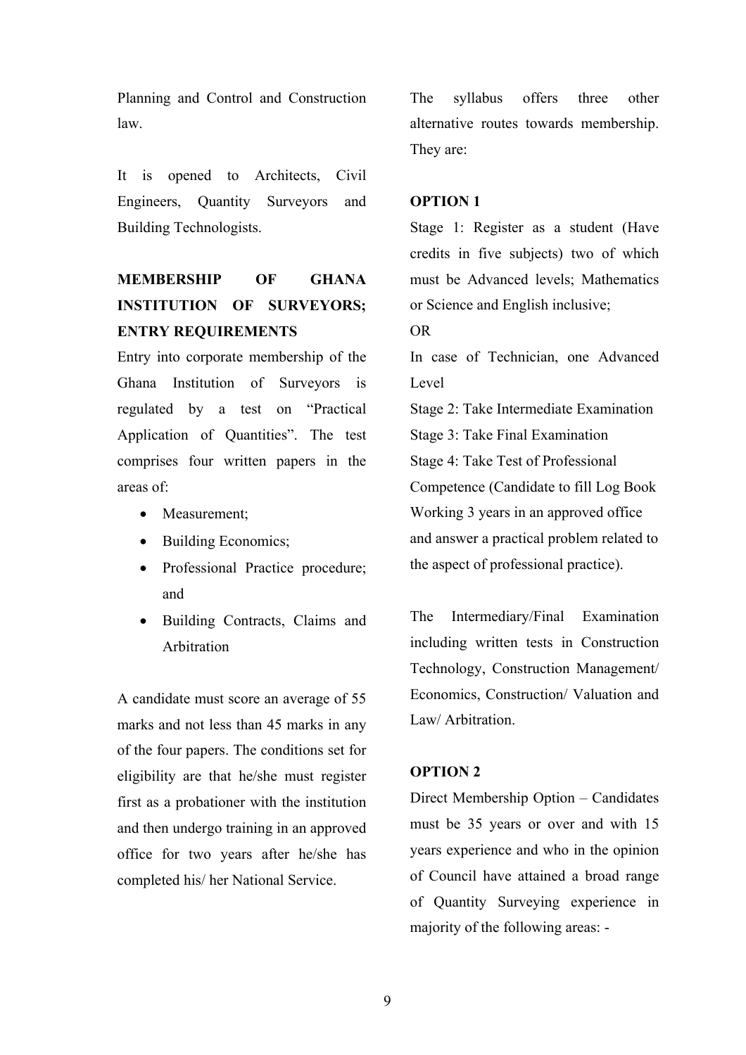Planning and Control and Construction law.

It is opened to Architects, Civil Engineers, Quantity Surveyors and Building Technologists.

**MEMBERSHIP OF GHANA INSTITUTION OF SURVEYORS; ENTRY REQUIREMENTS**

Entry into corporate membership of the Ghana Institution of Surveyors is regulated by a test on "Practical Application of Quantities". The test comprises four written papers in the areas of:

- Measurement;
- Building Economics;
- Professional Practice procedure; and
- Building Contracts, Claims and Arbitration

A candidate must score an average of 55 marks and not less than 45 marks in any of the four papers. The conditions set for eligibility are that he/she must register first as a probationer with the institution and then undergo training in an approved office for two years after he/she has completed his/ her National Service.

The syllabus offers three other alternative routes towards membership. They are:

**OPTION 1**

Stage 1: Register as a student (Have credits in five subjects) two of which must be Advanced levels; Mathematics or Science and English inclusive;

OR

In case of Technician, one Advanced Level

Stage 2: Take Intermediate Examination

Stage 3: Take Final Examination

Stage 4: Take Test of Professional Competence (Candidate to fill Log Book Working 3 years in an approved office and answer a practical problem related to the aspect of professional practice).

The Intermediary/Final Examination including written tests in Construction Technology, Construction Management/ Economics, Construction/ Valuation and Law/ Arbitration.

**OPTION 2**

Direct Membership Option – Candidates must be 35 years or over and with 15 years experience and who in the opinion of Council have attained a broad range of Quantity Surveying experience in majority of the following areas: -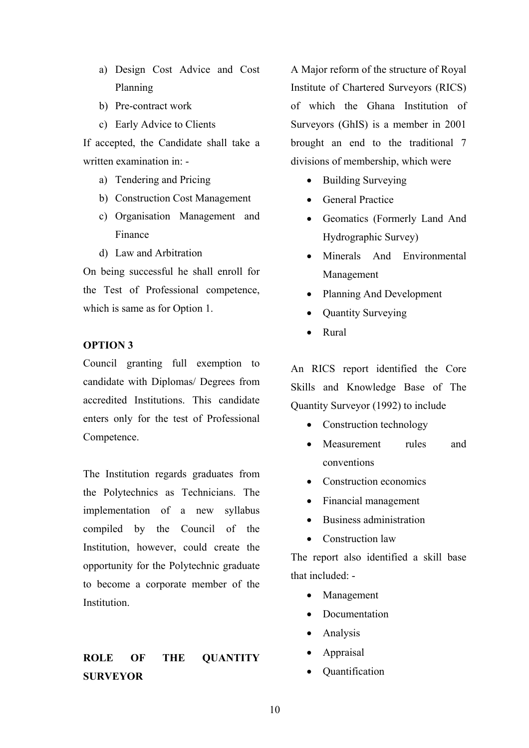a) Design Cost Advice and Cost Planning
b) Pre-contract work
c) Early Advice to Clients

If accepted, the Candidate shall take a written examination in: -

a) Tendering and Pricing
b) Construction Cost Management
c) Organisation Management and Finance
d) Law and Arbitration

On being successful he shall enroll for the Test of Professional competence, which is same as for Option 1.

**OPTION 3**

Council granting full exemption to candidate with Diplomas/ Degrees from accredited Institutions. This candidate enters only for the test of Professional Competence.

The Institution regards graduates from the Polytechnics as Technicians. The implementation of a new syllabus compiled by the Council of the Institution, however, could create the opportunity for the Polytechnic graduate to become a corporate member of the Institution.

**ROLE OF THE QUANTITY SURVEYOR**

A Major reform of the structure of Royal Institute of Chartered Surveyors (RICS) of which the Ghana Institution of Surveyors (GhIS) is a member in 2001 brought an end to the traditional 7 divisions of membership, which were

- Building Surveying
- General Practice
- Geomatics (Formerly Land And Hydrographic Survey)
- Minerals And Environmental Management
- Planning And Development
- Quantity Surveying
- Rural

An RICS report identified the Core Skills and Knowledge Base of The Quantity Surveyor (1992) to include

- Construction technology
- Measurement rules and conventions
- Construction economics
- Financial management
- Business administration
- Construction law

The report also identified a skill base that included: -

- Management
- Documentation
- Analysis
- Appraisal
- Quantification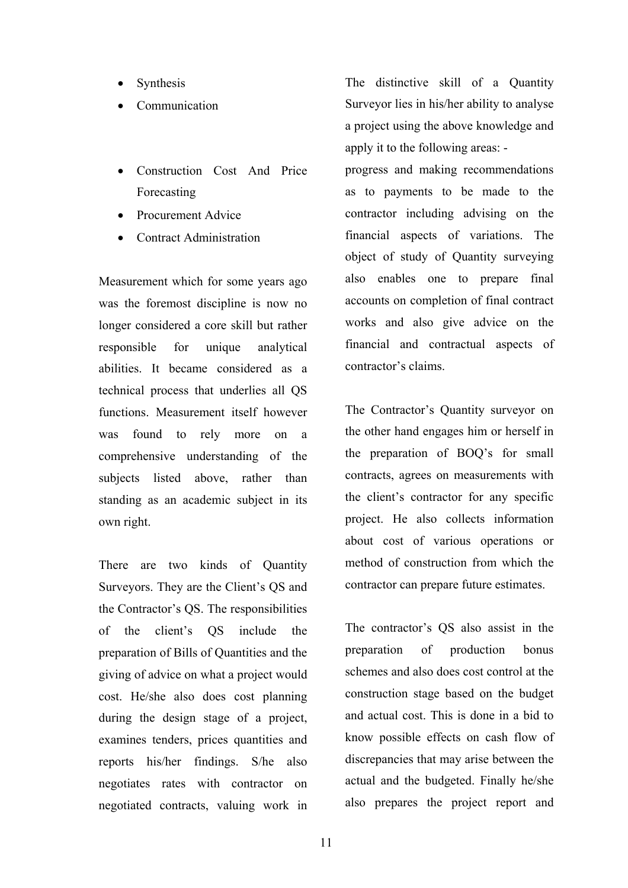- Synthesis
- Communication

- Construction Cost And Price Forecasting
- Procurement Advice
- Contract Administration

Measurement which for some years ago was the foremost discipline is now no longer considered a core skill but rather responsible for unique analytical abilities. It became considered as a technical process that underlies all QS functions. Measurement itself however was found to rely more on a comprehensive understanding of the subjects listed above, rather than standing as an academic subject in its own right.

There are two kinds of Quantity Surveyors. They are the Client's QS and the Contractor's QS. The responsibilities of the client's QS include the preparation of Bills of Quantities and the giving of advice on what a project would cost. He/she also does cost planning during the design stage of a project, examines tenders, prices quantities and reports his/her findings. S/he also negotiates rates with contractor on negotiated contracts, valuing work in

The distinctive skill of a Quantity Surveyor lies in his/her ability to analyse a project using the above knowledge and apply it to the following areas: -

progress and making recommendations as to payments to be made to the contractor including advising on the financial aspects of variations. The object of study of Quantity surveying also enables one to prepare final accounts on completion of final contract works and also give advice on the financial and contractual aspects of contractor's claims.

The Contractor's Quantity surveyor on the other hand engages him or herself in the preparation of BOQ's for small contracts, agrees on measurements with the client's contractor for any specific project. He also collects information about cost of various operations or method of construction from which the contractor can prepare future estimates.

The contractor's QS also assist in the preparation of production bonus schemes and also does cost control at the construction stage based on the budget and actual cost. This is done in a bid to know possible effects on cash flow of discrepancies that may arise between the actual and the budgeted. Finally he/she also prepares the project report and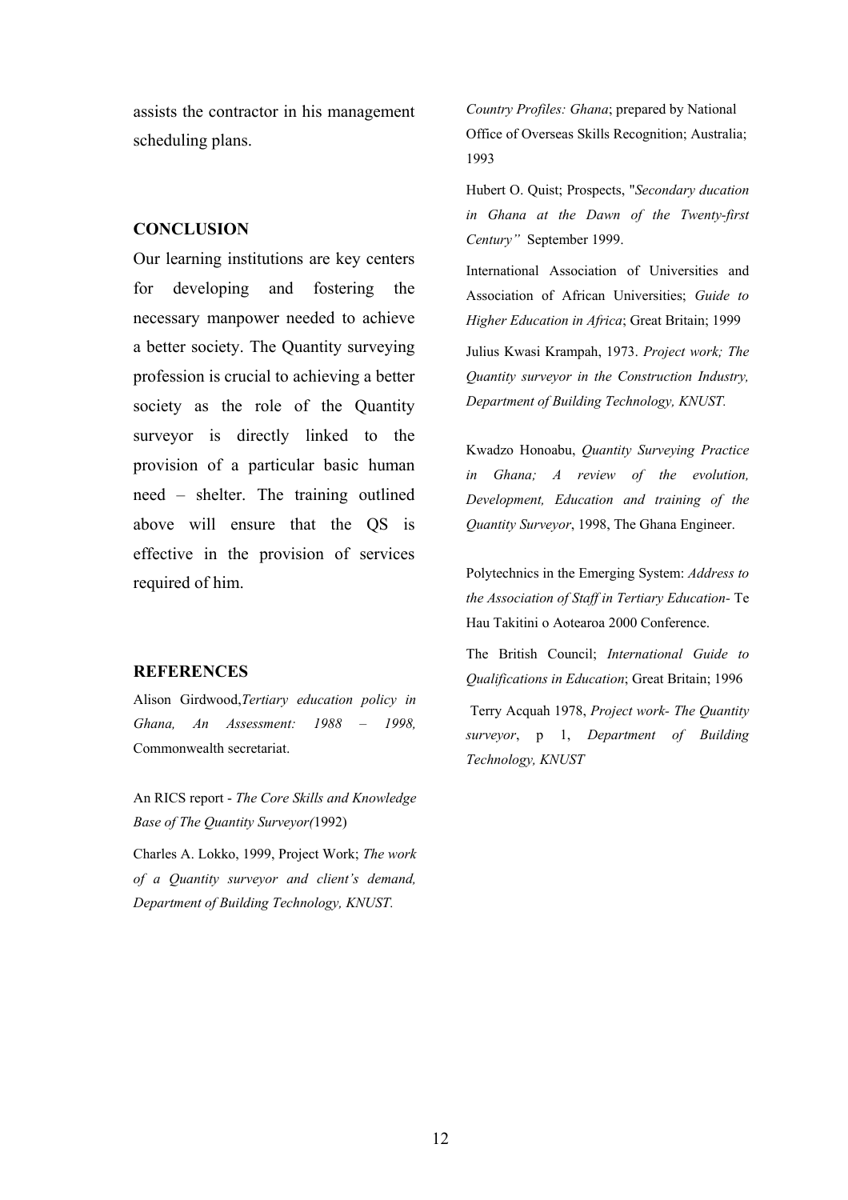assists the contractor in his management scheduling plans.

## CONCLUSION

Our learning institutions are key centers for developing and fostering the necessary manpower needed to achieve a better society. The Quantity surveying profession is crucial to achieving a better society as the role of the Quantity surveyor is directly linked to the provision of a particular basic human need – shelter. The training outlined above will ensure that the QS is effective in the provision of services required of him.

## REFERENCES

Alison Girdwood,*Tertiary education policy in Ghana, An Assessment: 1988 – 1998,* Commonwealth secretariat.

An RICS report - *The Core Skills and Knowledge Base of The Quantity Surveyor(*1992)

Charles A. Lokko, 1999, Project Work; *The work of a Quantity surveyor and client's demand, Department of Building Technology, KNUST.*

*Country Profiles: Ghana*; prepared by National Office of Overseas Skills Recognition; Australia; 1993

Hubert O. Quist; Prospects, "*Secondary ducation in Ghana at the Dawn of the Twenty-first Century"* September 1999.

International Association of Universities and Association of African Universities; *Guide to Higher Education in Africa*; Great Britain; 1999

Julius Kwasi Krampah, 1973. *Project work; The Quantity surveyor in the Construction Industry, Department of Building Technology, KNUST.*

Kwadzo Honoabu, *Quantity Surveying Practice in Ghana; A review of the evolution, Development, Education and training of the Quantity Surveyor*, 1998, The Ghana Engineer.

Polytechnics in the Emerging System: *Address to the Association of Staff in Tertiary Education-* Te Hau Takitini o Aotearoa 2000 Conference.

The British Council; *International Guide to Qualifications in Education*; Great Britain; 1996

Terry Acquah 1978, *Project work- The Quantity surveyor*, p 1, *Department of Building Technology, KNUST*